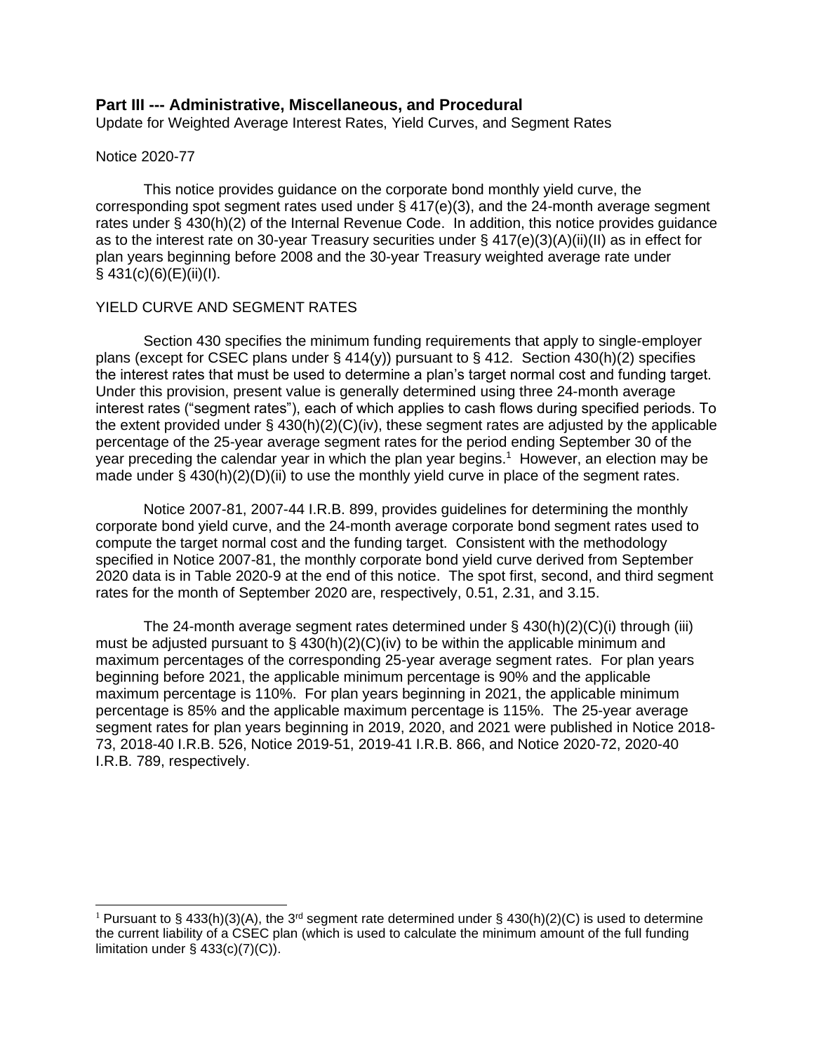## Part III --- Administrative, Miscellaneous, and Procedural

Update for Weighted Average Interest Rates, Yield Curves, and Segment Rates

Notice 2020-77

This notice provides guidance on the corporate bond monthly yield curve, the corresponding spot segment rates used under § 417(e)(3), and the 24-month average segment rates under § 430(h)(2) of the Internal Revenue Code. In addition, this notice provides guidance as to the interest rate on 30-year Treasury securities under § 417(e)(3)(A)(ii)(II) as in effect for plan years beginning before 2008 and the 30-year Treasury weighted average rate under § 431(c)(6)(E)(ii)(I).

YIELD CURVE AND SEGMENT RATES

Section 430 specifies the minimum funding requirements that apply to single-employer plans (except for CSEC plans under § 414(y)) pursuant to § 412. Section 430(h)(2) specifies the interest rates that must be used to determine a plan's target normal cost and funding target. Under this provision, present value is generally determined using three 24-month average interest rates ("segment rates"), each of which applies to cash flows during specified periods. To the extent provided under § 430(h)(2)(C)(iv), these segment rates are adjusted by the applicable percentage of the 25-year average segment rates for the period ending September 30 of the year preceding the calendar year in which the plan year begins.[1] However, an election may be made under § 430(h)(2)(D)(ii) to use the monthly yield curve in place of the segment rates.

Notice 2007-81, 2007-44 I.R.B. 899, provides guidelines for determining the monthly corporate bond yield curve, and the 24-month average corporate bond segment rates used to compute the target normal cost and the funding target. Consistent with the methodology specified in Notice 2007-81, the monthly corporate bond yield curve derived from September 2020 data is in Table 2020-9 at the end of this notice. The spot first, second, and third segment rates for the month of September 2020 are, respectively, 0.51, 2.31, and 3.15.

The 24-month average segment rates determined under § 430(h)(2)(C)(i) through (iii) must be adjusted pursuant to § 430(h)(2)(C)(iv) to be within the applicable minimum and maximum percentages of the corresponding 25-year average segment rates. For plan years beginning before 2021, the applicable minimum percentage is 90% and the applicable maximum percentage is 110%. For plan years beginning in 2021, the applicable minimum percentage is 85% and the applicable maximum percentage is 115%. The 25-year average segment rates for plan years beginning in 2019, 2020, and 2021 were published in Notice 2018-73, 2018-40 I.R.B. 526, Notice 2019-51, 2019-41 I.R.B. 866, and Notice 2020-72, 2020-40 I.R.B. 789, respectively.

[1] Pursuant to § 433(h)(3)(A), the 3rd segment rate determined under § 430(h)(2)(C) is used to determine the current liability of a CSEC plan (which is used to calculate the minimum amount of the full funding limitation under § 433(c)(7)(C)).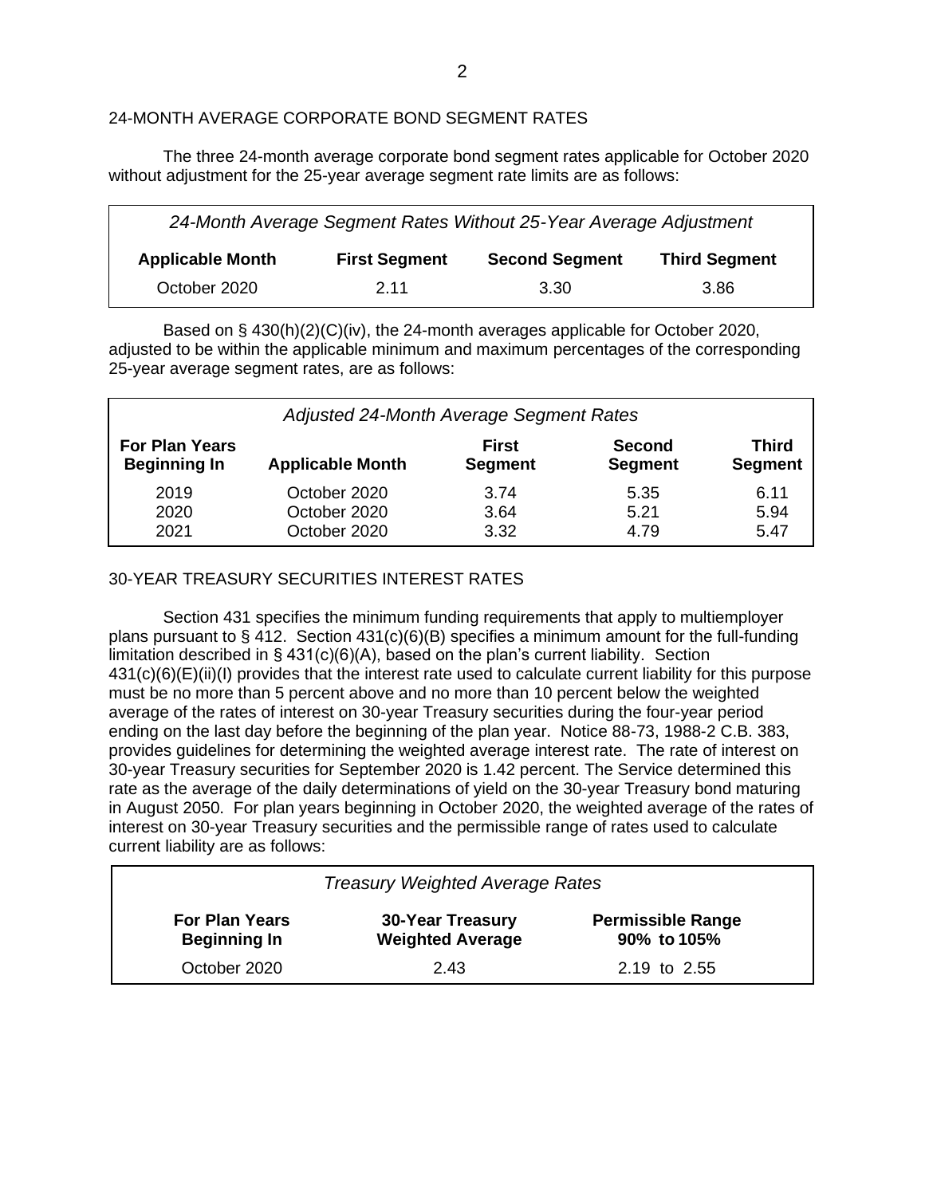## 24-MONTH AVERAGE CORPORATE BOND SEGMENT RATES

The three 24-month average corporate bond segment rates applicable for October 2020 without adjustment for the 25-year average segment rate limits are as follows:

| *24-Month Average Segment Rates Without 25-Year Average Adjustment* | | | |
|---|---|---|---|
| **Applicable Month** | **First Segment** | **Second Segment** | **Third Segment** |
| October 2020 | 2.11 | 3.30 | 3.86 |

Based on § 430(h)(2)(C)(iv), the 24-month averages applicable for October 2020, adjusted to be within the applicable minimum and maximum percentages of the corresponding 25-year average segment rates, are as follows:

| *Adjusted 24-Month Average Segment Rates* | | | | |
|---|---|---|---|---|
| **For Plan Years Beginning In** | **Applicable Month** | **First Segment** | **Second Segment** | **Third Segment** |
| 2019 | October 2020 | 3.74 | 5.35 | 6.11 |
| 2020 | October 2020 | 3.64 | 5.21 | 5.94 |
| 2021 | October 2020 | 3.32 | 4.79 | 5.47 |

## 30-YEAR TREASURY SECURITIES INTEREST RATES

Section 431 specifies the minimum funding requirements that apply to multiemployer plans pursuant to § 412. Section 431(c)(6)(B) specifies a minimum amount for the full-funding limitation described in § 431(c)(6)(A), based on the plan's current liability. Section 431(c)(6)(E)(ii)(I) provides that the interest rate used to calculate current liability for this purpose must be no more than 5 percent above and no more than 10 percent below the weighted average of the rates of interest on 30-year Treasury securities during the four-year period ending on the last day before the beginning of the plan year. Notice 88-73, 1988-2 C.B. 383, provides guidelines for determining the weighted average interest rate. The rate of interest on 30-year Treasury securities for September 2020 is 1.42 percent. The Service determined this rate as the average of the daily determinations of yield on the 30-year Treasury bond maturing in August 2050. For plan years beginning in October 2020, the weighted average of the rates of interest on 30-year Treasury securities and the permissible range of rates used to calculate current liability are as follows:

| *Treasury Weighted Average Rates* | | |
|---|---|---|
| **For Plan Years Beginning In** | **30-Year Treasury Weighted Average** | **Permissible Range 90% to 105%** |
| October 2020 | 2.43 | 2.19 to 2.55 |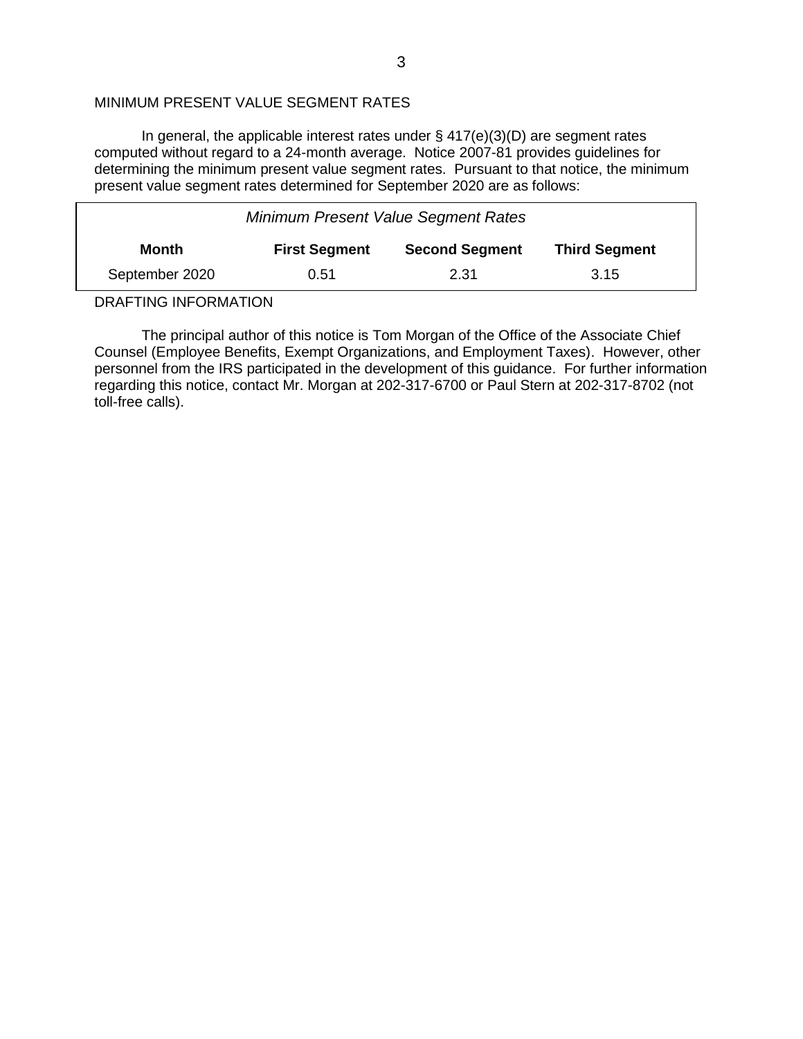## MINIMUM PRESENT VALUE SEGMENT RATES

In general, the applicable interest rates under § 417(e)(3)(D) are segment rates computed without regard to a 24-month average. Notice 2007-81 provides guidelines for determining the minimum present value segment rates. Pursuant to that notice, the minimum present value segment rates determined for September 2020 are as follows:

| *Minimum Present Value Segment Rates* | | | |
|---|---|---|---|
| **Month** | **First Segment** | **Second Segment** | **Third Segment** |
| September 2020 | 0.51 | 2.31 | 3.15 |

## DRAFTING INFORMATION

The principal author of this notice is Tom Morgan of the Office of the Associate Chief Counsel (Employee Benefits, Exempt Organizations, and Employment Taxes). However, other personnel from the IRS participated in the development of this guidance. For further information regarding this notice, contact Mr. Morgan at 202-317-6700 or Paul Stern at 202-317-8702 (not toll-free calls).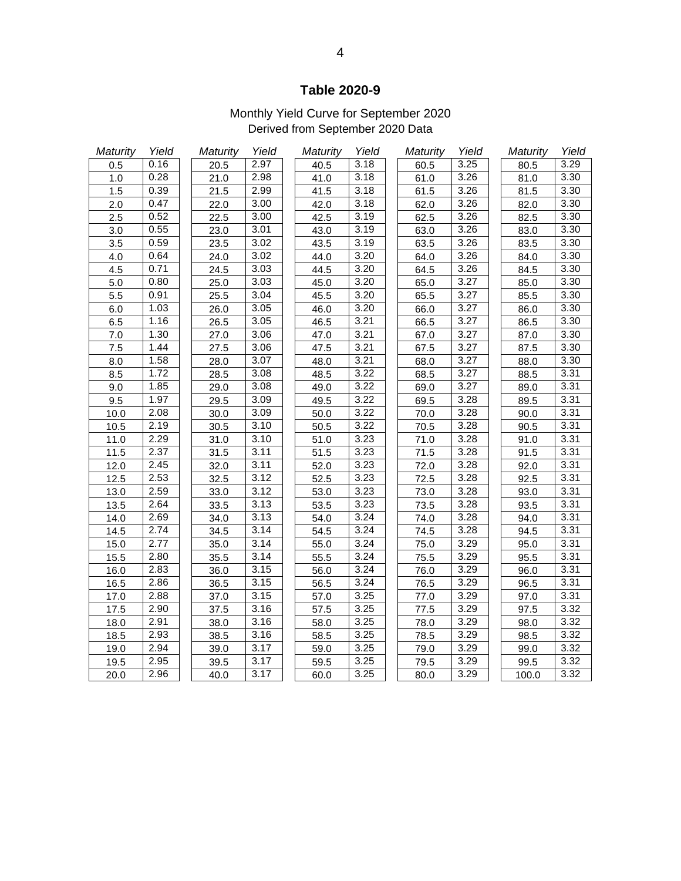# Table 2020-9

Monthly Yield Curve for September 2020
Derived from September 2020 Data

| *Maturity* | *Yield* | *Maturity* | *Yield* | *Maturity* | *Yield* | *Maturity* | *Yield* | *Maturity* | *Yield* |
|---|---|---|---|---|---|---|---|---|---|
| 0.5 | 0.16 | 20.5 | 2.97 | 40.5 | 3.18 | 60.5 | 3.25 | 80.5 | 3.29 |
| 1.0 | 0.28 | 21.0 | 2.98 | 41.0 | 3.18 | 61.0 | 3.26 | 81.0 | 3.30 |
| 1.5 | 0.39 | 21.5 | 2.99 | 41.5 | 3.18 | 61.5 | 3.26 | 81.5 | 3.30 |
| 2.0 | 0.47 | 22.0 | 3.00 | 42.0 | 3.18 | 62.0 | 3.26 | 82.0 | 3.30 |
| 2.5 | 0.52 | 22.5 | 3.00 | 42.5 | 3.19 | 62.5 | 3.26 | 82.5 | 3.30 |
| 3.0 | 0.55 | 23.0 | 3.01 | 43.0 | 3.19 | 63.0 | 3.26 | 83.0 | 3.30 |
| 3.5 | 0.59 | 23.5 | 3.02 | 43.5 | 3.19 | 63.5 | 3.26 | 83.5 | 3.30 |
| 4.0 | 0.64 | 24.0 | 3.02 | 44.0 | 3.20 | 64.0 | 3.26 | 84.0 | 3.30 |
| 4.5 | 0.71 | 24.5 | 3.03 | 44.5 | 3.20 | 64.5 | 3.26 | 84.5 | 3.30 |
| 5.0 | 0.80 | 25.0 | 3.03 | 45.0 | 3.20 | 65.0 | 3.27 | 85.0 | 3.30 |
| 5.5 | 0.91 | 25.5 | 3.04 | 45.5 | 3.20 | 65.5 | 3.27 | 85.5 | 3.30 |
| 6.0 | 1.03 | 26.0 | 3.05 | 46.0 | 3.20 | 66.0 | 3.27 | 86.0 | 3.30 |
| 6.5 | 1.16 | 26.5 | 3.05 | 46.5 | 3.21 | 66.5 | 3.27 | 86.5 | 3.30 |
| 7.0 | 1.30 | 27.0 | 3.06 | 47.0 | 3.21 | 67.0 | 3.27 | 87.0 | 3.30 |
| 7.5 | 1.44 | 27.5 | 3.06 | 47.5 | 3.21 | 67.5 | 3.27 | 87.5 | 3.30 |
| 8.0 | 1.58 | 28.0 | 3.07 | 48.0 | 3.21 | 68.0 | 3.27 | 88.0 | 3.30 |
| 8.5 | 1.72 | 28.5 | 3.08 | 48.5 | 3.22 | 68.5 | 3.27 | 88.5 | 3.31 |
| 9.0 | 1.85 | 29.0 | 3.08 | 49.0 | 3.22 | 69.0 | 3.27 | 89.0 | 3.31 |
| 9.5 | 1.97 | 29.5 | 3.09 | 49.5 | 3.22 | 69.5 | 3.28 | 89.5 | 3.31 |
| 10.0 | 2.08 | 30.0 | 3.09 | 50.0 | 3.22 | 70.0 | 3.28 | 90.0 | 3.31 |
| 10.5 | 2.19 | 30.5 | 3.10 | 50.5 | 3.22 | 70.5 | 3.28 | 90.5 | 3.31 |
| 11.0 | 2.29 | 31.0 | 3.10 | 51.0 | 3.23 | 71.0 | 3.28 | 91.0 | 3.31 |
| 11.5 | 2.37 | 31.5 | 3.11 | 51.5 | 3.23 | 71.5 | 3.28 | 91.5 | 3.31 |
| 12.0 | 2.45 | 32.0 | 3.11 | 52.0 | 3.23 | 72.0 | 3.28 | 92.0 | 3.31 |
| 12.5 | 2.53 | 32.5 | 3.12 | 52.5 | 3.23 | 72.5 | 3.28 | 92.5 | 3.31 |
| 13.0 | 2.59 | 33.0 | 3.12 | 53.0 | 3.23 | 73.0 | 3.28 | 93.0 | 3.31 |
| 13.5 | 2.64 | 33.5 | 3.13 | 53.5 | 3.23 | 73.5 | 3.28 | 93.5 | 3.31 |
| 14.0 | 2.69 | 34.0 | 3.13 | 54.0 | 3.24 | 74.0 | 3.28 | 94.0 | 3.31 |
| 14.5 | 2.74 | 34.5 | 3.14 | 54.5 | 3.24 | 74.5 | 3.28 | 94.5 | 3.31 |
| 15.0 | 2.77 | 35.0 | 3.14 | 55.0 | 3.24 | 75.0 | 3.29 | 95.0 | 3.31 |
| 15.5 | 2.80 | 35.5 | 3.14 | 55.5 | 3.24 | 75.5 | 3.29 | 95.5 | 3.31 |
| 16.0 | 2.83 | 36.0 | 3.15 | 56.0 | 3.24 | 76.0 | 3.29 | 96.0 | 3.31 |
| 16.5 | 2.86 | 36.5 | 3.15 | 56.5 | 3.24 | 76.5 | 3.29 | 96.5 | 3.31 |
| 17.0 | 2.88 | 37.0 | 3.15 | 57.0 | 3.25 | 77.0 | 3.29 | 97.0 | 3.31 |
| 17.5 | 2.90 | 37.5 | 3.16 | 57.5 | 3.25 | 77.5 | 3.29 | 97.5 | 3.32 |
| 18.0 | 2.91 | 38.0 | 3.16 | 58.0 | 3.25 | 78.0 | 3.29 | 98.0 | 3.32 |
| 18.5 | 2.93 | 38.5 | 3.16 | 58.5 | 3.25 | 78.5 | 3.29 | 98.5 | 3.32 |
| 19.0 | 2.94 | 39.0 | 3.17 | 59.0 | 3.25 | 79.0 | 3.29 | 99.0 | 3.32 |
| 19.5 | 2.95 | 39.5 | 3.17 | 59.5 | 3.25 | 79.5 | 3.29 | 99.5 | 3.32 |
| 20.0 | 2.96 | 40.0 | 3.17 | 60.0 | 3.25 | 80.0 | 3.29 | 100.0 | 3.32 |